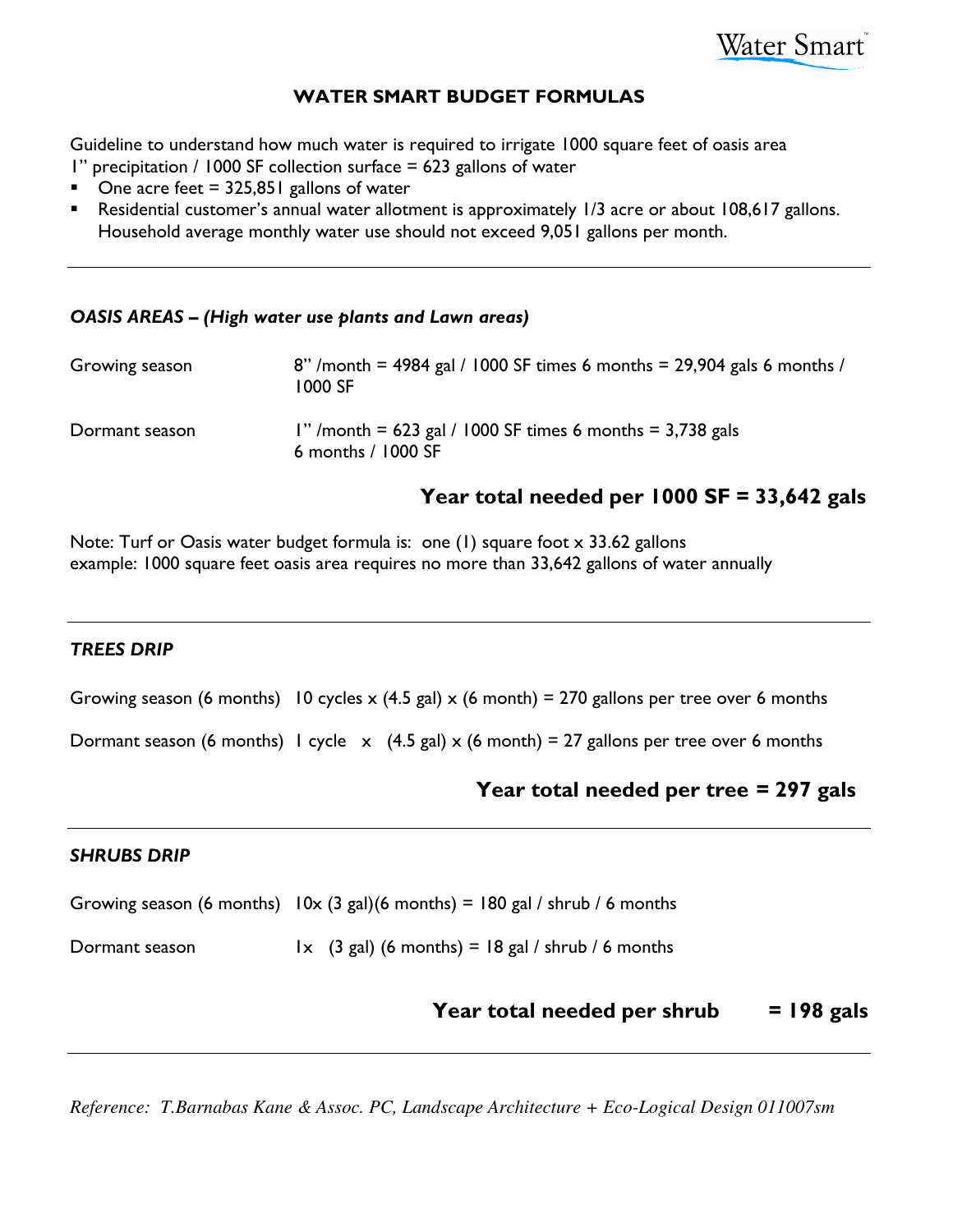Water Smart™

# WATER SMART BUDGET FORMULAS

Guideline to understand how much water is required to irrigate 1000 square feet of oasis area
1" precipitation / 1000 SF collection surface = 623 gallons of water

- One acre feet = 325,851 gallons of water
- Residential customer's annual water allotment is approximately 1/3 acre or about 108,617 gallons. Household average monthly water use should not exceed 9,051 gallons per month.

---

### *OASIS AREAS – (High water use plants and Lawn areas)*

Growing season — 8" /month = 4984 gal / 1000 SF times 6 months = 29,904 gals 6 months / 1000 SF

Dormant season — 1" /month = 623 gal / 1000 SF times 6 months = 3,738 gals 6 months / 1000 SF

**Year total needed per 1000 SF = 33,642 gals**

Note: Turf or Oasis water budget formula is: one (1) square foot x 33.62 gallons
example: 1000 square feet oasis area requires no more than 33,642 gallons of water annually

---

### *TREES DRIP*

Growing season (6 months) 10 cycles x (4.5 gal) x (6 month) = 270 gallons per tree over 6 months

Dormant season (6 months) 1 cycle x (4.5 gal) x (6 month) = 27 gallons per tree over 6 months

**Year total needed per tree = 297 gals**

---

### *SHRUBS DRIP*

Growing season (6 months) 10x (3 gal)(6 months) = 180 gal / shrub / 6 months

Dormant season 1x (3 gal) (6 months) = 18 gal / shrub / 6 months

**Year total needed per shrub = 198 gals**

---

*Reference: T.Barnabas Kane & Assoc. PC, Landscape Architecture + Eco-Logical Design 011007sm*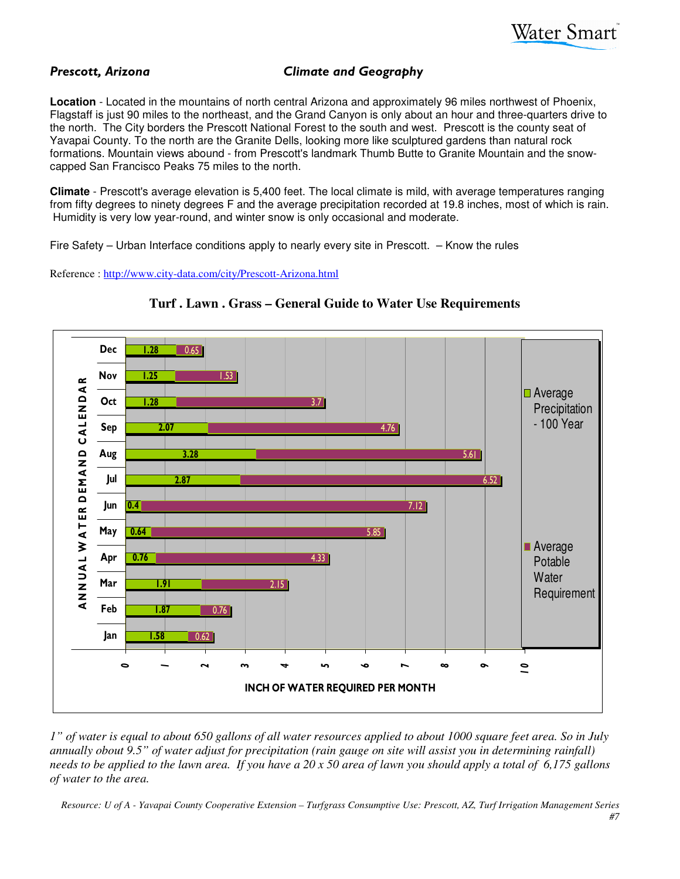*Prescott, Arizona* *Climate and Geography*

**Location** - Located in the mountains of north central Arizona and approximately 96 miles northwest of Phoenix, Flagstaff is just 90 miles to the northeast, and the Grand Canyon is only about an hour and three-quarters drive to the north. The City borders the Prescott National Forest to the south and west. Prescott is the county seat of Yavapai County. To the north are the Granite Dells, looking more like sculptured gardens than natural rock formations. Mountain views abound - from Prescott's landmark Thumb Butte to Granite Mountain and the snow-capped San Francisco Peaks 75 miles to the north.

**Climate** - Prescott's average elevation is 5,400 feet. The local climate is mild, with average temperatures ranging from fifty degrees to ninety degrees F and the average precipitation recorded at 19.8 inches, most of which is rain. Humidity is very low year-round, and winter snow is only occasional and moderate.

Fire Safety – Urban Interface conditions apply to nearly every site in Prescott. – Know the rules

Reference : http://www.city-data.com/city/Prescott-Arizona.html

## Turf . Lawn . Grass – General Guide to Water Use Requirements

ANNUAL WATER DEMAND CALENDAR — INCH OF WATER REQUIRED PER MONTH

| Month | Average Precipitation - 100 Year | Average Potable Water Requirement |
|---|---|---|
| Dec | 1.28 | 0.65 |
| Nov | 1.25 | 1.53 |
| Oct | 1.28 | 3.7 |
| Sep | 2.07 | 4.76 |
| Aug | 3.28 | 5.61 |
| Jul | 2.87 | 6.52 |
| Jun | 0.4 | 7.12 |
| May | 0.64 | 5.85 |
| Apr | 0.76 | 4.33 |
| Mar | 1.91 | 2.15 |
| Feb | 1.87 | 0.76 |
| Jan | 1.58 | 0.62 |

*1" of water is equal to about 650 gallons of all water resources applied to about 1000 square feet area. So in July annually obout 9.5" of water adjust for precipitation (rain gauge on site will assist you in determining rainfall) needs to be applied to the lawn area. If you have a 20 x 50 area of lawn you should apply a total of 6,175 gallons of water to the area.*

*Resource: U of A - Yavapai County Cooperative Extension – Turfgrass Consumptive Use: Prescott, AZ, Turf Irrigation Management Series #7*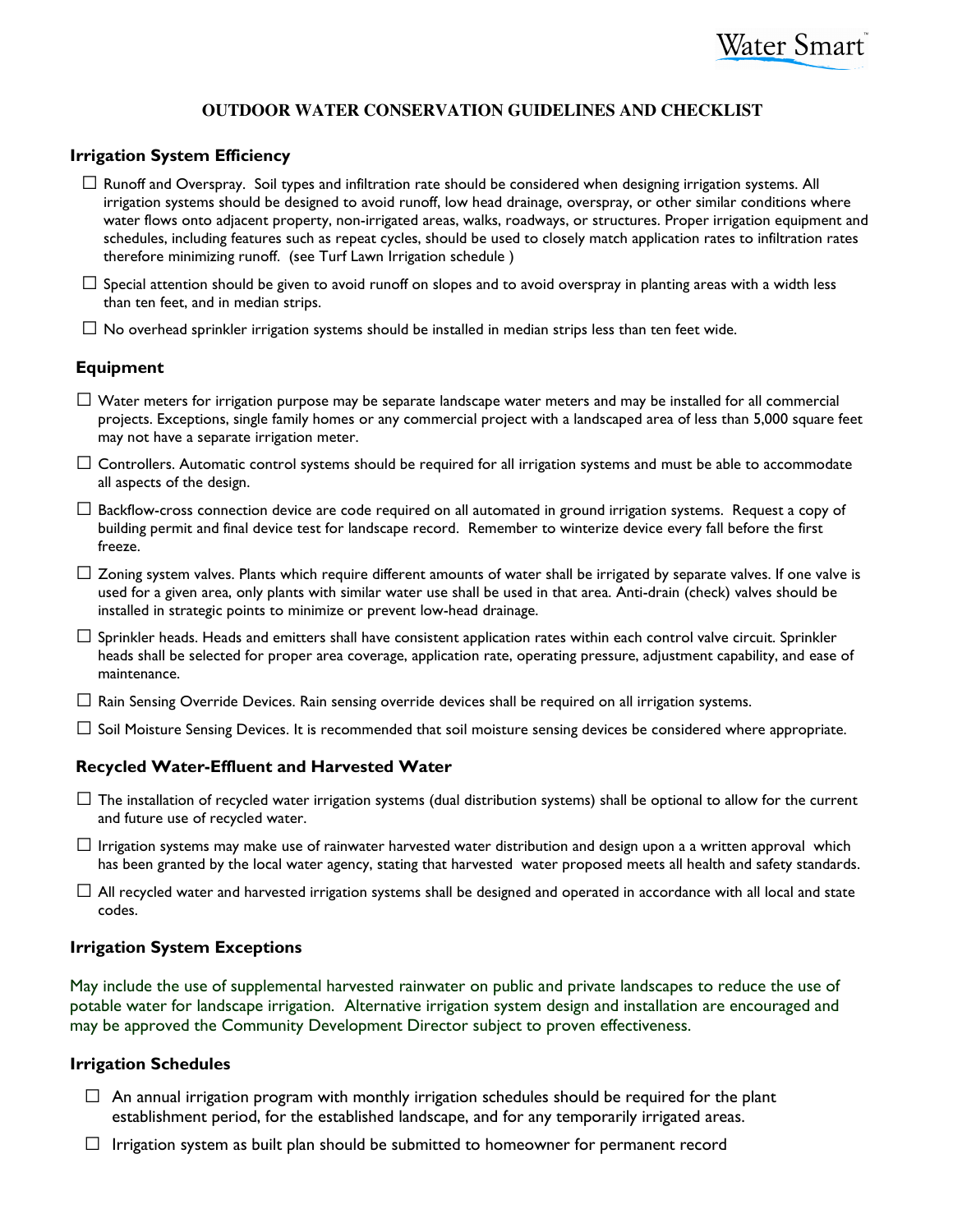# OUTDOOR WATER CONSERVATION GUIDELINES AND CHECKLIST

## Irrigation System Efficiency

- ☐ Runoff and Overspray. Soil types and infiltration rate should be considered when designing irrigation systems. All irrigation systems should be designed to avoid runoff, low head drainage, overspray, or other similar conditions where water flows onto adjacent property, non-irrigated areas, walks, roadways, or structures. Proper irrigation equipment and schedules, including features such as repeat cycles, should be used to closely match application rates to infiltration rates therefore minimizing runoff. (see Turf Lawn Irrigation schedule )
- ☐ Special attention should be given to avoid runoff on slopes and to avoid overspray in planting areas with a width less than ten feet, and in median strips.
- ☐ No overhead sprinkler irrigation systems should be installed in median strips less than ten feet wide.

## Equipment

- ☐ Water meters for irrigation purpose may be separate landscape water meters and may be installed for all commercial projects. Exceptions, single family homes or any commercial project with a landscaped area of less than 5,000 square feet may not have a separate irrigation meter.
- ☐ Controllers. Automatic control systems should be required for all irrigation systems and must be able to accommodate all aspects of the design.
- ☐ Backflow-cross connection device are code required on all automated in ground irrigation systems. Request a copy of building permit and final device test for landscape record. Remember to winterize device every fall before the first freeze.
- ☐ Zoning system valves. Plants which require different amounts of water shall be irrigated by separate valves. If one valve is used for a given area, only plants with similar water use shall be used in that area. Anti-drain (check) valves should be installed in strategic points to minimize or prevent low-head drainage.
- ☐ Sprinkler heads. Heads and emitters shall have consistent application rates within each control valve circuit. Sprinkler heads shall be selected for proper area coverage, application rate, operating pressure, adjustment capability, and ease of maintenance.
- ☐ Rain Sensing Override Devices. Rain sensing override devices shall be required on all irrigation systems.
- ☐ Soil Moisture Sensing Devices. It is recommended that soil moisture sensing devices be considered where appropriate.

## Recycled Water-Effluent and Harvested Water

- ☐ The installation of recycled water irrigation systems (dual distribution systems) shall be optional to allow for the current and future use of recycled water.
- ☐ Irrigation systems may make use of rainwater harvested water distribution and design upon a a written approval which has been granted by the local water agency, stating that harvested water proposed meets all health and safety standards.
- ☐ All recycled water and harvested irrigation systems shall be designed and operated in accordance with all local and state codes.

## Irrigation System Exceptions

May include the use of supplemental harvested rainwater on public and private landscapes to reduce the use of potable water for landscape irrigation. Alternative irrigation system design and installation are encouraged and may be approved the Community Development Director subject to proven effectiveness.

## Irrigation Schedules

- ☐ An annual irrigation program with monthly irrigation schedules should be required for the plant establishment period, for the established landscape, and for any temporarily irrigated areas.
- ☐ Irrigation system as built plan should be submitted to homeowner for permanent record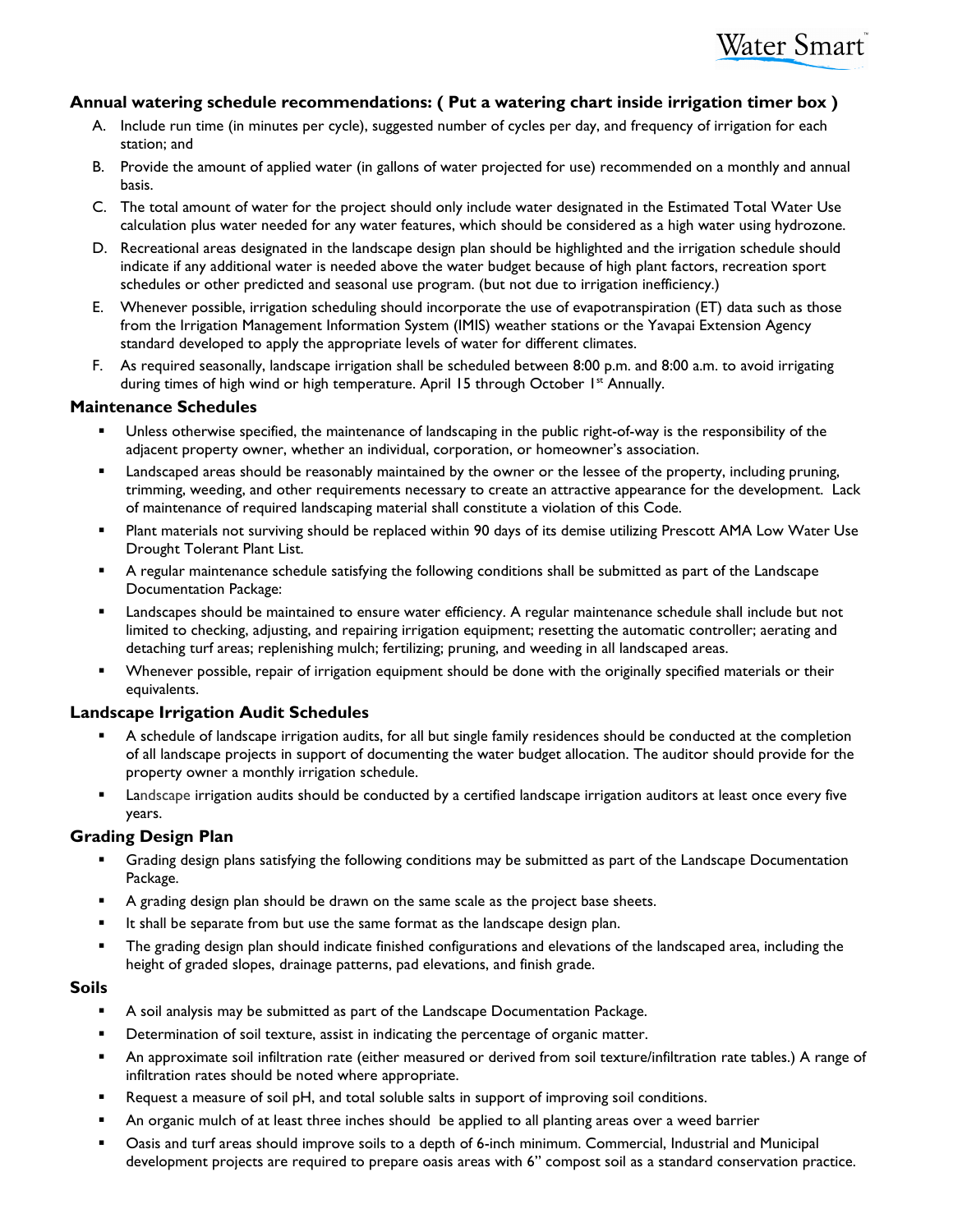### Annual watering schedule recommendations: ( Put a watering chart inside irrigation timer box )

A. Include run time (in minutes per cycle), suggested number of cycles per day, and frequency of irrigation for each station; and

B. Provide the amount of applied water (in gallons of water projected for use) recommended on a monthly and annual basis.

C. The total amount of water for the project should only include water designated in the Estimated Total Water Use calculation plus water needed for any water features, which should be considered as a high water using hydrozone.

D. Recreational areas designated in the landscape design plan should be highlighted and the irrigation schedule should indicate if any additional water is needed above the water budget because of high plant factors, recreation sport schedules or other predicted and seasonal use program. (but not due to irrigation inefficiency.)

E. Whenever possible, irrigation scheduling should incorporate the use of evapotranspiration (ET) data such as those from the Irrigation Management Information System (IMIS) weather stations or the Yavapai Extension Agency standard developed to apply the appropriate levels of water for different climates.

F. As required seasonally, landscape irrigation shall be scheduled between 8:00 p.m. and 8:00 a.m. to avoid irrigating during times of high wind or high temperature. April 15 through October 1st Annually.

### Maintenance Schedules

- Unless otherwise specified, the maintenance of landscaping in the public right-of-way is the responsibility of the adjacent property owner, whether an individual, corporation, or homeowner's association.
- Landscaped areas should be reasonably maintained by the owner or the lessee of the property, including pruning, trimming, weeding, and other requirements necessary to create an attractive appearance for the development. Lack of maintenance of required landscaping material shall constitute a violation of this Code.
- Plant materials not surviving should be replaced within 90 days of its demise utilizing Prescott AMA Low Water Use Drought Tolerant Plant List.
- A regular maintenance schedule satisfying the following conditions shall be submitted as part of the Landscape Documentation Package:
- Landscapes should be maintained to ensure water efficiency. A regular maintenance schedule shall include but not limited to checking, adjusting, and repairing irrigation equipment; resetting the automatic controller; aerating and detaching turf areas; replenishing mulch; fertilizing; pruning, and weeding in all landscaped areas.
- Whenever possible, repair of irrigation equipment should be done with the originally specified materials or their equivalents.

### Landscape Irrigation Audit Schedules

- A schedule of landscape irrigation audits, for all but single family residences should be conducted at the completion of all landscape projects in support of documenting the water budget allocation. The auditor should provide for the property owner a monthly irrigation schedule.
- Landscape irrigation audits should be conducted by a certified landscape irrigation auditors at least once every five years.

### Grading Design Plan

- Grading design plans satisfying the following conditions may be submitted as part of the Landscape Documentation Package.
- A grading design plan should be drawn on the same scale as the project base sheets.
- It shall be separate from but use the same format as the landscape design plan.
- The grading design plan should indicate finished configurations and elevations of the landscaped area, including the height of graded slopes, drainage patterns, pad elevations, and finish grade.

### Soils

- A soil analysis may be submitted as part of the Landscape Documentation Package.
- Determination of soil texture, assist in indicating the percentage of organic matter.
- An approximate soil infiltration rate (either measured or derived from soil texture/infiltration rate tables.) A range of infiltration rates should be noted where appropriate.
- Request a measure of soil pH, and total soluble salts in support of improving soil conditions.
- An organic mulch of at least three inches should be applied to all planting areas over a weed barrier
- Oasis and turf areas should improve soils to a depth of 6-inch minimum. Commercial, Industrial and Municipal development projects are required to prepare oasis areas with 6" compost soil as a standard conservation practice.